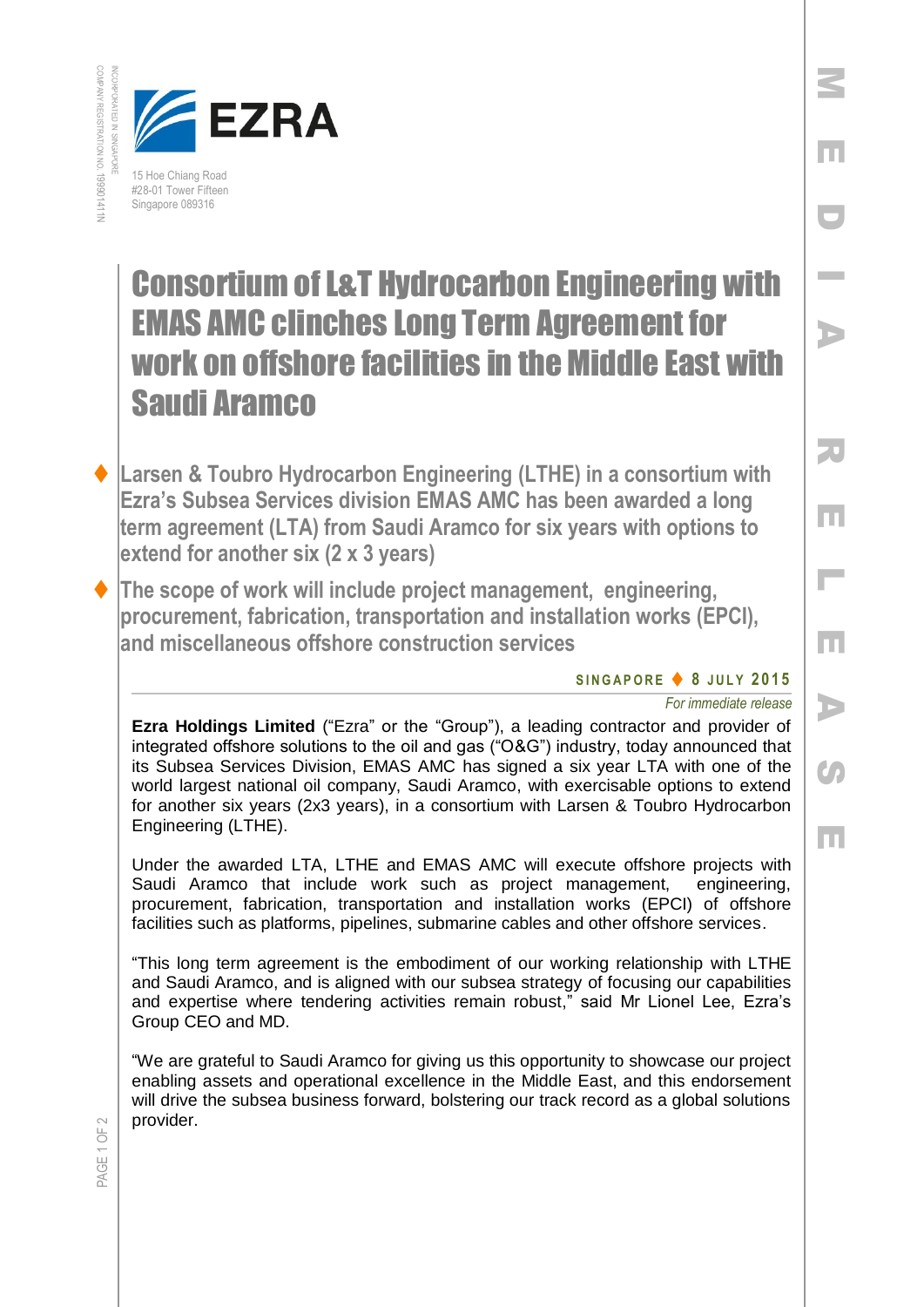INCORPORATED IN SINGAPORE
COMPANY REGISTRATION NO. 199901411N

EZRA

15 Hoe Chiang Road
#28-01 Tower Fifteen
Singapore 089316

MEDIA RELEASE

# Consortium of L&T Hydrocarbon Engineering with EMAS AMC clinches Long Term Agreement for work on offshore facilities in the Middle East with Saudi Aramco

- **Larsen & Toubro Hydrocarbon Engineering (LTHE) in a consortium with Ezra's Subsea Services division EMAS AMC has been awarded a long term agreement (LTA) from Saudi Aramco for six years with options to extend for another six (2 x 3 years)**
- **The scope of work will include project management, engineering, procurement, fabrication, transportation and installation works (EPCI), and miscellaneous offshore construction services**

**SINGAPORE ♦ 8 JULY 2015**

*For immediate release*

**Ezra Holdings Limited** ("Ezra" or the "Group"), a leading contractor and provider of integrated offshore solutions to the oil and gas ("O&G") industry, today announced that its Subsea Services Division, EMAS AMC has signed a six year LTA with one of the world largest national oil company, Saudi Aramco, with exercisable options to extend for another six years (2x3 years), in a consortium with Larsen & Toubro Hydrocarbon Engineering (LTHE).

Under the awarded LTA, LTHE and EMAS AMC will execute offshore projects with Saudi Aramco that include work such as project management, engineering, procurement, fabrication, transportation and installation works (EPCI) of offshore facilities such as platforms, pipelines, submarine cables and other offshore services.

"This long term agreement is the embodiment of our working relationship with LTHE and Saudi Aramco, and is aligned with our subsea strategy of focusing our capabilities and expertise where tendering activities remain robust," said Mr Lionel Lee, Ezra's Group CEO and MD.

"We are grateful to Saudi Aramco for giving us this opportunity to showcase our project enabling assets and operational excellence in the Middle East, and this endorsement will drive the subsea business forward, bolstering our track record as a global solutions provider.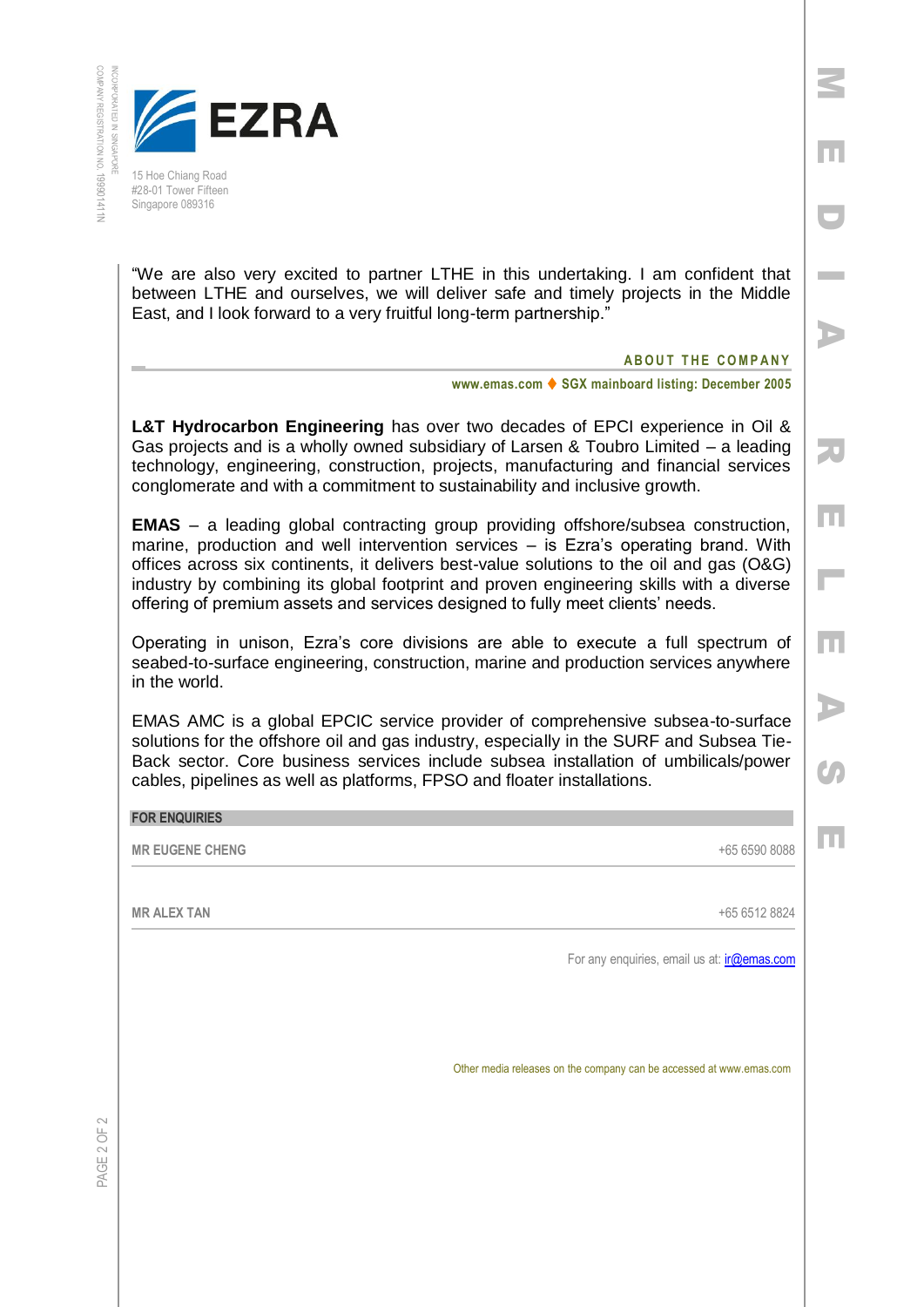"We are also very excited to partner LTHE in this undertaking. I am confident that between LTHE and ourselves, we will deliver safe and timely projects in the Middle East, and I look forward to a very fruitful long-term partnership."

## ABOUT THE COMPANY

www.emas.com ♦ SGX mainboard listing: December 2005

**L&T Hydrocarbon Engineering** has over two decades of EPCI experience in Oil & Gas projects and is a wholly owned subsidiary of Larsen & Toubro Limited – a leading technology, engineering, construction, projects, manufacturing and financial services conglomerate and with a commitment to sustainability and inclusive growth.

**EMAS** – a leading global contracting group providing offshore/subsea construction, marine, production and well intervention services – is Ezra's operating brand. With offices across six continents, it delivers best-value solutions to the oil and gas (O&G) industry by combining its global footprint and proven engineering skills with a diverse offering of premium assets and services designed to fully meet clients' needs.

Operating in unison, Ezra's core divisions are able to execute a full spectrum of seabed-to-surface engineering, construction, marine and production services anywhere in the world.

EMAS AMC is a global EPCIC service provider of comprehensive subsea-to-surface solutions for the offshore oil and gas industry, especially in the SURF and Subsea Tie-Back sector. Core business services include subsea installation of umbilicals/power cables, pipelines as well as platforms, FPSO and floater installations.

**FOR ENQUIRIES**

| | |
|---|---|
| MR EUGENE CHENG | +65 6590 8088 |
| MR ALEX TAN | +65 6512 8824 |

For any enquiries, email us at: ir@emas.com

Other media releases on the company can be accessed at www.emas.com